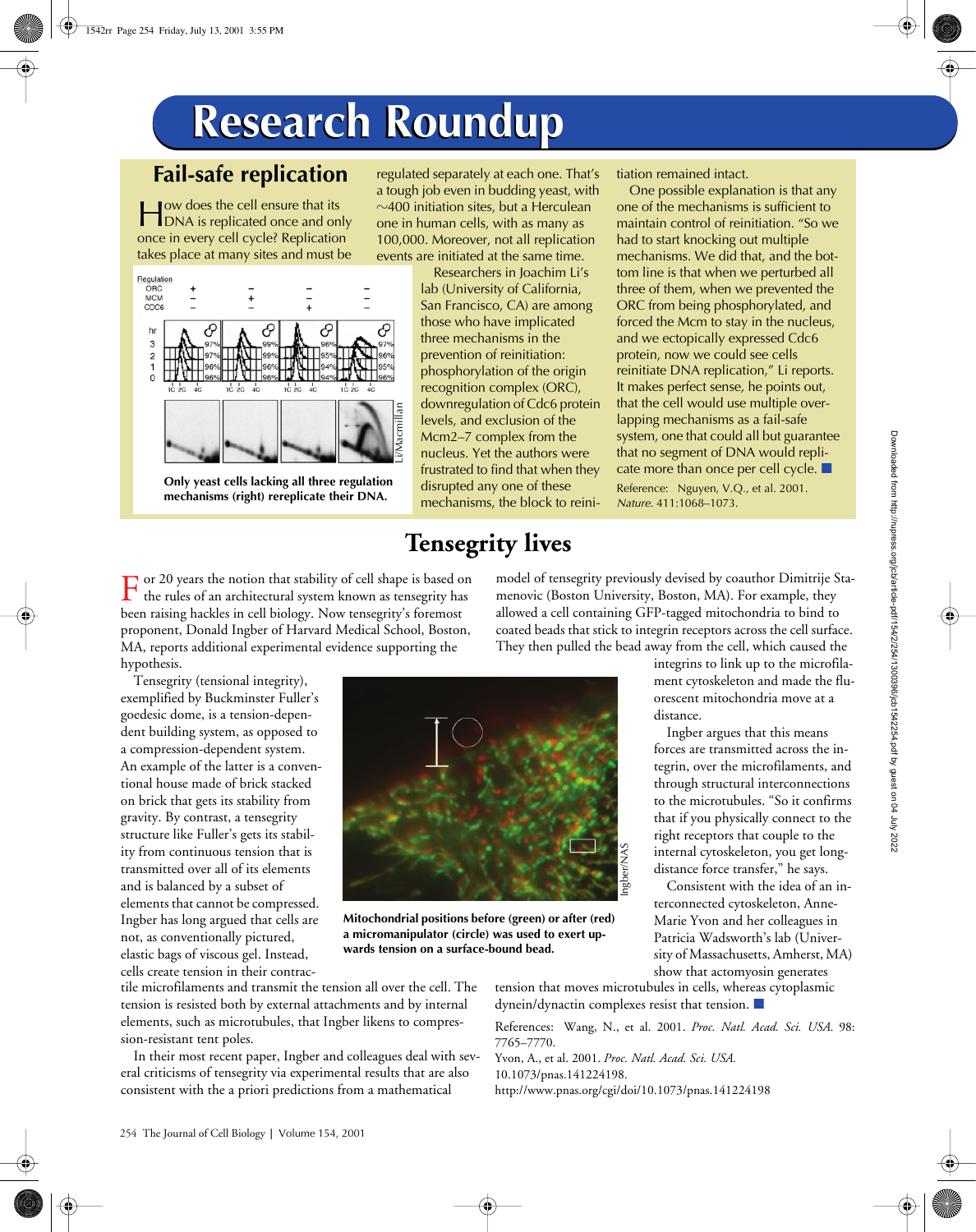# Research Roundup

## Fail-safe replication

How does the cell ensure that its DNA is replicated once and only once in every cell cycle? Replication takes place at many sites and must be regulated separately at each one. That's a tough job even in budding yeast, with ~400 initiation sites, but a Herculean one in human cells, with as many as 100,000. Moreover, not all replication events are initiated at the same time.

Only yeast cells lacking all three regulation mechanisms (right) rereplicate their DNA.

Researchers in Joachim Li's lab (University of California, San Francisco, CA) are among those who have implicated three mechanisms in the prevention of reinitiation: phosphorylation of the origin recognition complex (ORC), downregulation of Cdc6 protein levels, and exclusion of the Mcm2–7 complex from the nucleus. Yet the authors were frustrated to find that when they disrupted any one of these mechanisms, the block to reinitiation remained intact.

One possible explanation is that any one of the mechanisms is sufficient to maintain control of reinitiation. "So we had to start knocking out multiple mechanisms. We did that, and the bottom line is that when we perturbed all three of them, when we prevented the ORC from being phosphorylated, and forced the Mcm to stay in the nucleus, and we ectopically expressed Cdc6 protein, now we could see cells reinitiate DNA replication," Li reports. It makes perfect sense, he points out, that the cell would use multiple overlapping mechanisms as a fail-safe system, one that could all but guarantee that no segment of DNA would replicate more than once per cell cycle. ■

Reference: Nguyen, V.Q., et al. 2001. *Nature.* 411:1068–1073.

## Tensegrity lives

For 20 years the notion that stability of cell shape is based on the rules of an architectural system known as tensegrity has been raising hackles in cell biology. Now tensegrity's foremost proponent, Donald Ingber of Harvard Medical School, Boston, MA, reports additional experimental evidence supporting the hypothesis.

Tensegrity (tensional integrity), exemplified by Buckminster Fuller's goedesic dome, is a tension-dependent building system, as opposed to a compression-dependent system. An example of the latter is a conventional house made of brick stacked on brick that gets its stability from gravity. By contrast, a tensegrity structure like Fuller's gets its stability from continuous tension that is transmitted over all of its elements and is balanced by a subset of elements that cannot be compressed. Ingber has long argued that cells are not, as conventionally pictured, elastic bags of viscous gel. Instead, cells create tension in their contractile microfilaments and transmit the tension all over the cell. The tension is resisted both by external attachments and by internal elements, such as microtubules, that Ingber likens to compression-resistant tent poles.

In their most recent paper, Ingber and colleagues deal with several criticisms of tensegrity via experimental results that are also consistent with the a priori predictions from a mathematical model of tensegrity previously devised by coauthor Dimitrije Stamenovic (Boston University, Boston, MA). For example, they allowed a cell containing GFP-tagged mitochondria to bind to coated beads that stick to integrin receptors across the cell surface. They then pulled the bead away from the cell, which caused the integrins to link up to the microfilament cytoskeleton and made the fluorescent mitochondria move at a distance.

Mitochondrial positions before (green) or after (red) a micromanipulator (circle) was used to exert upwards tension on a surface-bound bead.

Ingber argues that this means forces are transmitted across the integrin, over the microfilaments, and through structural interconnections to the microtubules. "So it confirms that if you physically connect to the right receptors that couple to the internal cytoskeleton, you get long-distance force transfer," he says.

Consistent with the idea of an interconnected cytoskeleton, Anne-Marie Yvon and her colleagues in Patricia Wadsworth's lab (University of Massachusetts, Amherst, MA) show that actomyosin generates tension that moves microtubules in cells, whereas cytoplasmic dynein/dynactin complexes resist that tension. ■

References: Wang, N., et al. 2001. *Proc. Natl. Acad. Sci. USA.* 98: 7765–7770.

Yvon, A., et al. 2001. *Proc. Natl. Acad. Sci. USA.* 10.1073/pnas.141224198. http://www.pnas.org/cgi/doi/10.1073/pnas.141224198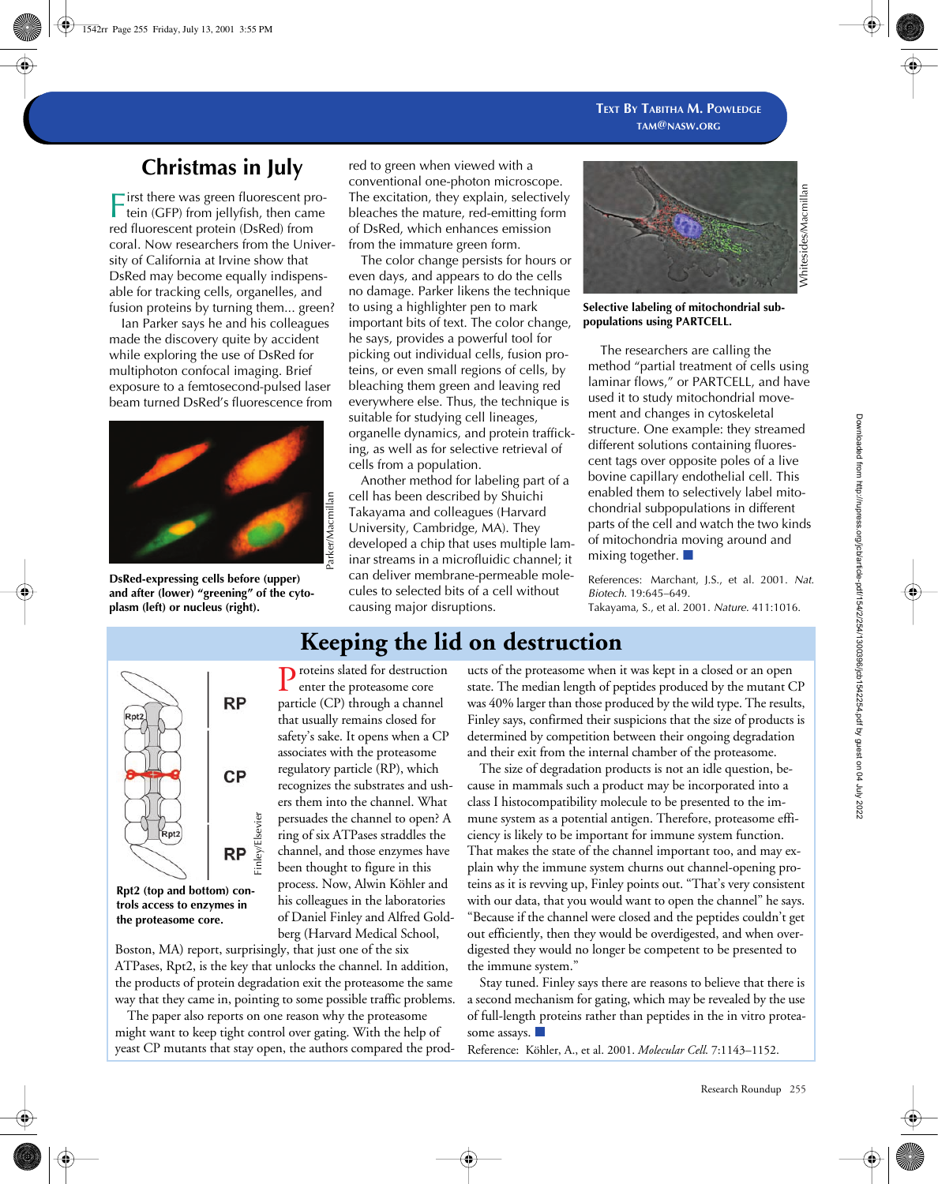Text By Tabitha M. Powledge
tam@nasw.org

## Christmas in July

First there was green fluorescent protein (GFP) from jellyfish, then came red fluorescent protein (DsRed) from coral. Now researchers from the University of California at Irvine show that DsRed may become equally indispensable for tracking cells, organelles, and fusion proteins by turning them... green?

Ian Parker says he and his colleagues made the discovery quite by accident while exploring the use of DsRed for multiphoton confocal imaging. Brief exposure to a femtosecond-pulsed laser beam turned DsRed's fluorescence from red to green when viewed with a conventional one-photon microscope. The excitation, they explain, selectively bleaches the mature, red-emitting form of DsRed, which enhances emission from the immature green form.

Parker/Macmillan

**DsRed-expressing cells before (upper) and after (lower) "greening" of the cytoplasm (left) or nucleus (right).**

The color change persists for hours or even days, and appears to do the cells no damage. Parker likens the technique to using a highlighter pen to mark important bits of text. The color change, he says, provides a powerful tool for picking out individual cells, fusion proteins, or even small regions of cells, by bleaching them green and leaving red everywhere else. Thus, the technique is suitable for studying cell lineages, organelle dynamics, and protein trafficking, as well as for selective retrieval of cells from a population.

Another method for labeling part of a cell has been described by Shuichi Takayama and colleagues (Harvard University, Cambridge, MA). They developed a chip that uses multiple laminar streams in a microfluidic channel; it can deliver membrane-permeable molecules to selected bits of a cell without causing major disruptions.

Whitesides/Macmillan

**Selective labeling of mitochondrial subpopulations using PARTCELL.**

The researchers are calling the method "partial treatment of cells using laminar flows," or PARTCELL, and have used it to study mitochondrial movement and changes in cytoskeletal structure. One example: they streamed different solutions containing fluorescent tags over opposite poles of a live bovine capillary endothelial cell. This enabled them to selectively label mitochondrial subpopulations in different parts of the cell and watch the two kinds of mitochondria moving around and mixing together. ■

References: Marchant, J.S., et al. 2001. *Nat. Biotech.* 19:645–649.
Takayama, S., et al. 2001. *Nature.* 411:1016.

## Keeping the lid on destruction

Rpt2
RP
CP
Rpt2
RP
Finley/Elsevier

**Rpt2 (top and bottom) controls access to enzymes in the proteasome core.**

Proteins slated for destruction enter the proteasome core particle (CP) through a channel that usually remains closed for safety's sake. It opens when a CP associates with the proteasome regulatory particle (RP), which recognizes the substrates and ushers them into the channel. What persuades the channel to open? A ring of six ATPases straddles the channel, and those enzymes have been thought to figure in this process. Now, Alwin Köhler and his colleagues in the laboratories of Daniel Finley and Alfred Goldberg (Harvard Medical School, Boston, MA) report, surprisingly, that just one of the six ATPases, Rpt2, is the key that unlocks the channel. In addition, the products of protein degradation exit the proteasome the same way that they came in, pointing to some possible traffic problems.

The paper also reports on one reason why the proteasome might want to keep tight control over gating. With the help of yeast CP mutants that stay open, the authors compared the products of the proteasome when it was kept in a closed or an open state. The median length of peptides produced by the mutant CP was 40% larger than those produced by the wild type. The results, Finley says, confirmed their suspicions that the size of products is determined by competition between their ongoing degradation and their exit from the internal chamber of the proteasome.

The size of degradation products is not an idle question, because in mammals such a product may be incorporated into a class I histocompatibility molecule to be presented to the immune system as a potential antigen. Therefore, proteasome efficiency is likely to be important for immune system function. That makes the state of the channel important too, and may explain why the immune system churns out channel-opening proteins as it is revving up, Finley points out. "That's very consistent with our data, that you would want to open the channel" he says. "Because if the channel were closed and the peptides couldn't get out efficiently, then they would be overdigested, and when overdigested they would no longer be competent to be presented to the immune system."

Stay tuned. Finley says there are reasons to believe that there is a second mechanism for gating, which may be revealed by the use of full-length proteins rather than peptides in the in vitro proteasome assays. ■

Reference: Köhler, A., et al. 2001. *Molecular Cell.* 7:1143–1152.